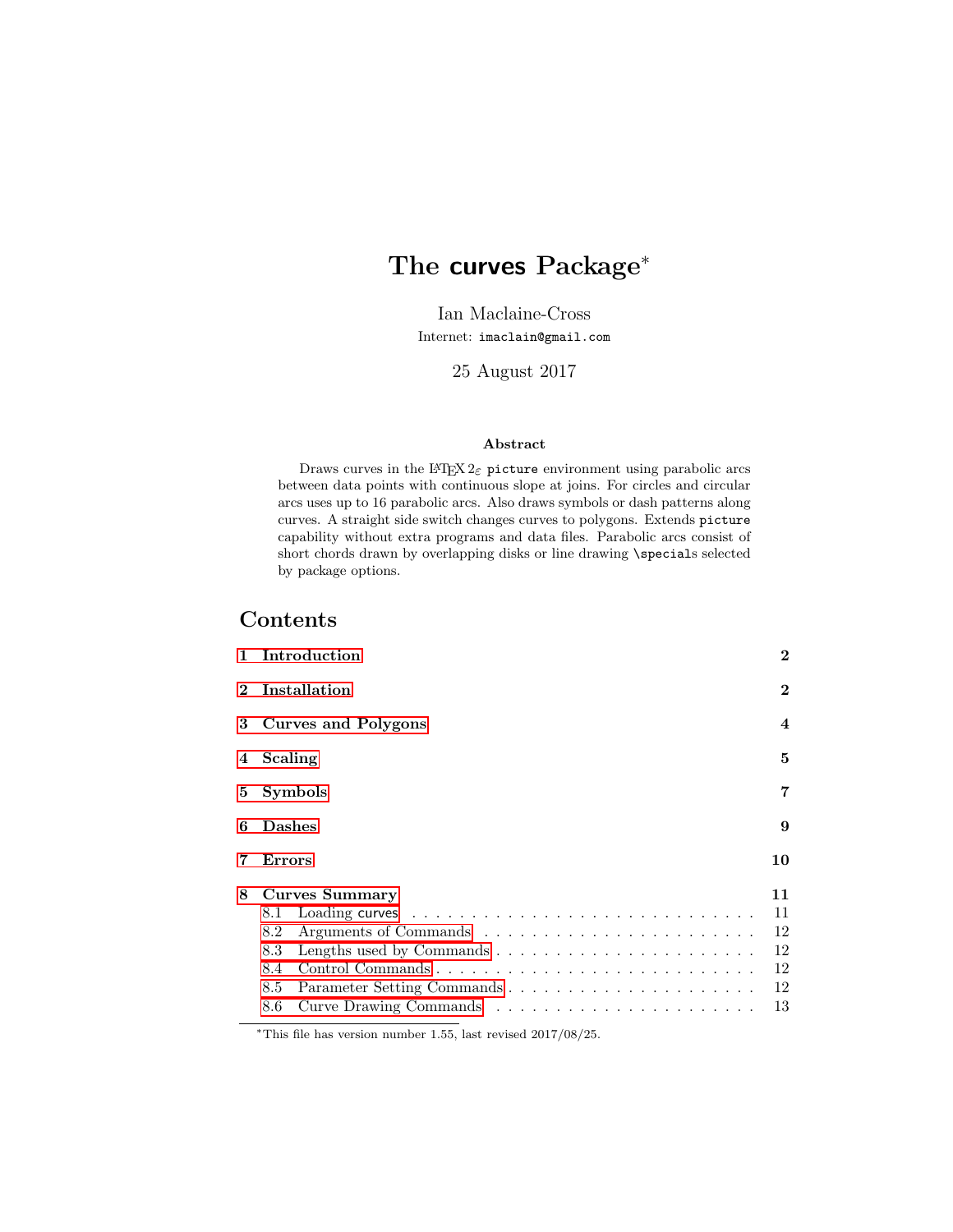# The **curves** Package*

Ian Maclaine-Cross

Internet: `imaclain@gmail.com`

25 August 2017

### Abstract

Draws curves in the LaTeX $2_\varepsilon$ `picture` environment using parabolic arcs between data points with continuous slope at joins. For circles and circular arcs uses up to 16 parabolic arcs. Also draws symbols or dash patterns along curves. A straight side switch changes curves to polygons. Extends `picture` capability without extra programs and data files. Parabolic arcs consist of short chords drawn by overlapping disks or line drawing `\special`s selected by package options.

## Contents

- **1 Introduction** — 2
- **2 Installation** — 2
- **3 Curves and Polygons** — 4
- **4 Scaling** — 5
- **5 Symbols** — 7
- **6 Dashes** — 9
- **7 Errors** — 10
- **8 Curves Summary** — 11
  - 8.1 Loading curves — 11
  - 8.2 Arguments of Commands — 12
  - 8.3 Lengths used by Commands — 12
  - 8.4 Control Commands — 12
  - 8.5 Parameter Setting Commands — 12
  - 8.6 Curve Drawing Commands — 13

---

*This file has version number 1.55, last revised 2017/08/25.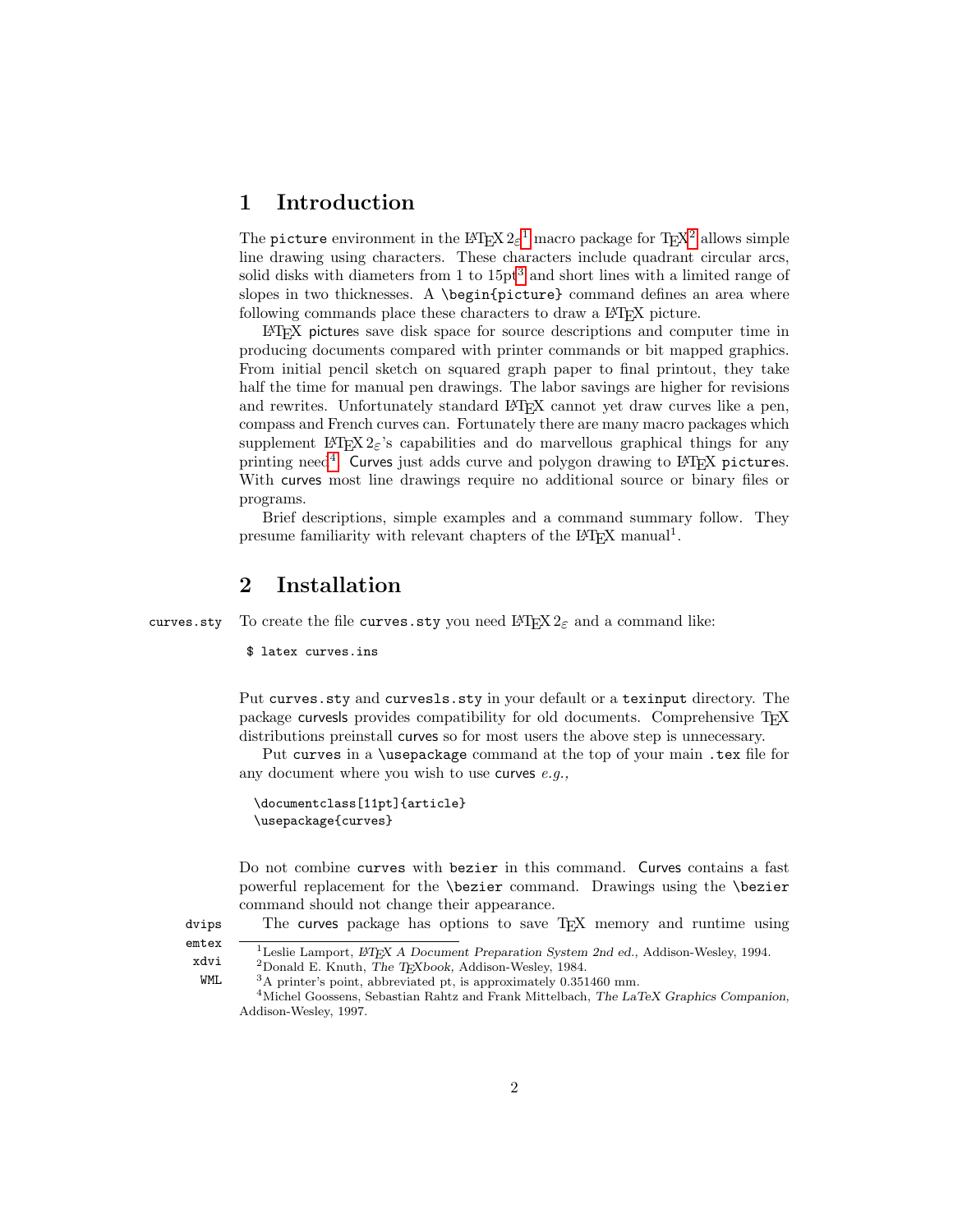# 1 Introduction

The `picture` environment in the LaTeX 2ε[1] macro package for TeX[2] allows simple line drawing using characters. These characters include quadrant circular arcs, solid disks with diameters from 1 to 15pt[3] and short lines with a limited range of slopes in two thicknesses. A `\begin{picture}` command defines an area where following commands place these characters to draw a LaTeX picture.

LaTeX pictures save disk space for source descriptions and computer time in producing documents compared with printer commands or bit mapped graphics. From initial pencil sketch on squared graph paper to final printout, they take half the time for manual pen drawings. The labor savings are higher for revisions and rewrites. Unfortunately standard LaTeX cannot yet draw curves like a pen, compass and French curves can. Fortunately there are many macro packages which supplement LaTeX 2ε's capabilities and do marvellous graphical things for any printing need[4]. Curves just adds curve and polygon drawing to LaTeX `picture`s. With curves most line drawings require no additional source or binary files or programs.

Brief descriptions, simple examples and a command summary follow. They presume familiarity with relevant chapters of the LaTeX manual[1].

# 2 Installation

`curves.sty` To create the file `curves.sty` you need LaTeX 2ε and a command like:

```
$ latex curves.ins
```

Put `curves.sty` and `curvesls.sty` in your default or a `texinput` directory. The package curvesls provides compatibility for old documents. Comprehensive TeX distributions preinstall curves so for most users the above step is unnecessary.

Put `curves` in a `\usepackage` command at the top of your main `.tex` file for any document where you wish to use curves *e.g.,*

```
\documentclass[11pt]{article}
\usepackage{curves}
```

Do not combine `curves` with `bezier` in this command. Curves contains a fast powerful replacement for the `\bezier` command. Drawings using the `\bezier` command should not change their appearance.

`dvips` `emtex` `xdvi` `WML` The curves package has options to save TeX memory and runtime using

[1] Leslie Lamport, *LaTeX A Document Preparation System 2nd ed.,* Addison-Wesley, 1994.

[2] Donald E. Knuth, *The TeXbook,* Addison-Wesley, 1984.

[3] A printer's point, abbreviated pt, is approximately 0.351460 mm.

[4] Michel Goossens, Sebastian Rahtz and Frank Mittelbach, *The LaTeX Graphics Companion,* Addison-Wesley, 1997.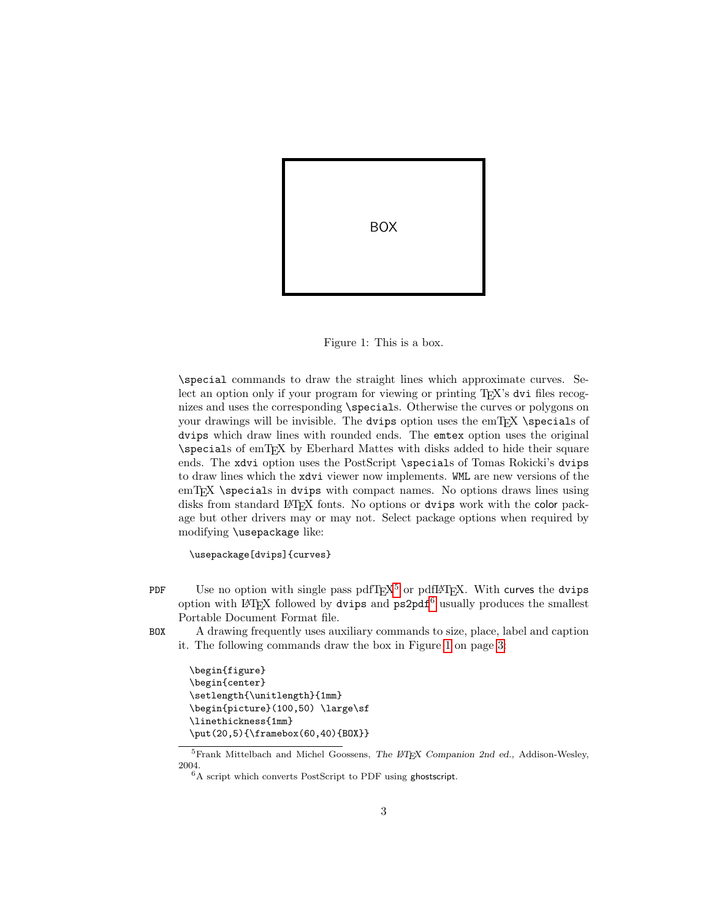BOX

Figure 1: This is a box.

\special commands to draw the straight lines which approximate curves. Select an option only if your program for viewing or printing TeX's dvi files recognizes and uses the corresponding \specials. Otherwise the curves or polygons on your drawings will be invisible. The dvips option uses the emTeX \specials of dvips which draw lines with rounded ends. The emtex option uses the original \specials of emTeX by Eberhard Mattes with disks added to hide their square ends. The xdvi option uses the PostScript \specials of Tomas Rokicki's dvips to draw lines which the xdvi viewer now implements. WML are new versions of the emTeX \specials in dvips with compact names. No options draws lines using disks from standard LaTeX fonts. No options or dvips work with the color package but other drivers may or may not. Select package options when required by modifying \usepackage like:

```
\usepackage[dvips]{curves}
```

PDF Use no option with single pass pdfTeX[5] or pdfLaTeX. With curves the dvips option with LaTeX followed by dvips and ps2pdf[6] usually produces the smallest Portable Document Format file.

BOX A drawing frequently uses auxiliary commands to size, place, label and caption it. The following commands draw the box in Figure 1 on page 3:

```
\begin{figure}
\begin{center}
\setlength{\unitlength}{1mm}
\begin{picture}(100,50) \large\sf
\linethickness{1mm}
\put(20,5){\framebox(60,40){BOX}}
```

[5] Frank Mittelbach and Michel Goossens, *The LaTeX Companion 2nd ed.*, Addison-Wesley, 2004.

[6] A script which converts PostScript to PDF using ghostscript.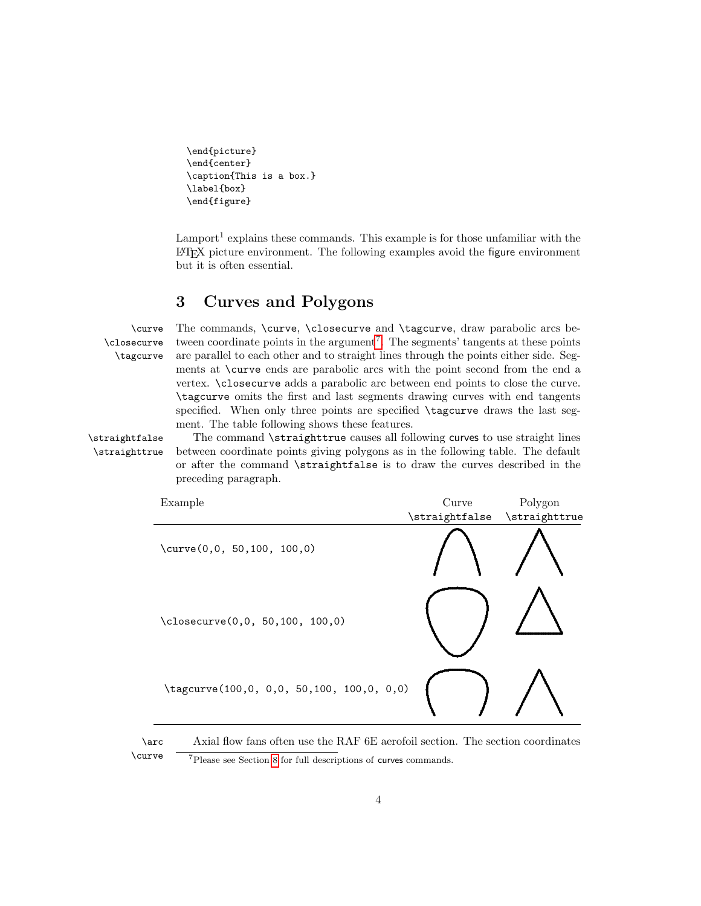```
\end{picture}
\end{center}
\caption{This is a box.}
\label{box}
\end{figure}
```

Lamport[1] explains these commands. This example is for those unfamiliar with the LaTeX picture environment. The following examples avoid the figure environment but it is often essential.

## 3 Curves and Polygons

\curve
\closecurve
\tagcurve

The commands, `\curve`, `\closecurve` and `\tagcurve`, draw parabolic arcs between coordinate points in the argument[7]. The segments' tangents at these points are parallel to each other and to straight lines through the points either side. Segments at `\curve` ends are parabolic arcs with the point second from the end a vertex. `\closecurve` adds a parabolic arc between end points to close the curve. `\tagcurve` omits the first and last segments drawing curves with end tangents specified. When only three points are specified `\tagcurve` draws the last segment. The table following shows these features.

\straightfalse
\straighttrue

The command `\straighttrue` causes all following curves to use straight lines between coordinate points giving polygons as in the following table. The default or after the command `\straightfalse` is to draw the curves described in the preceding paragraph.

| Example | Curve `\straightfalse` | Polygon `\straighttrue` |
|---|---|---|
| `\curve(0,0, 50,100, 100,0)` | | |
| `\closecurve(0,0, 50,100, 100,0)` | | |
| `\tagcurve(100,0, 0,0, 50,100, 100,0, 0,0)` | | |

\arc
\curve

Axial flow fans often use the RAF 6E aerofoil section. The section coordinates

[7] Please see Section 8 for full descriptions of curves commands.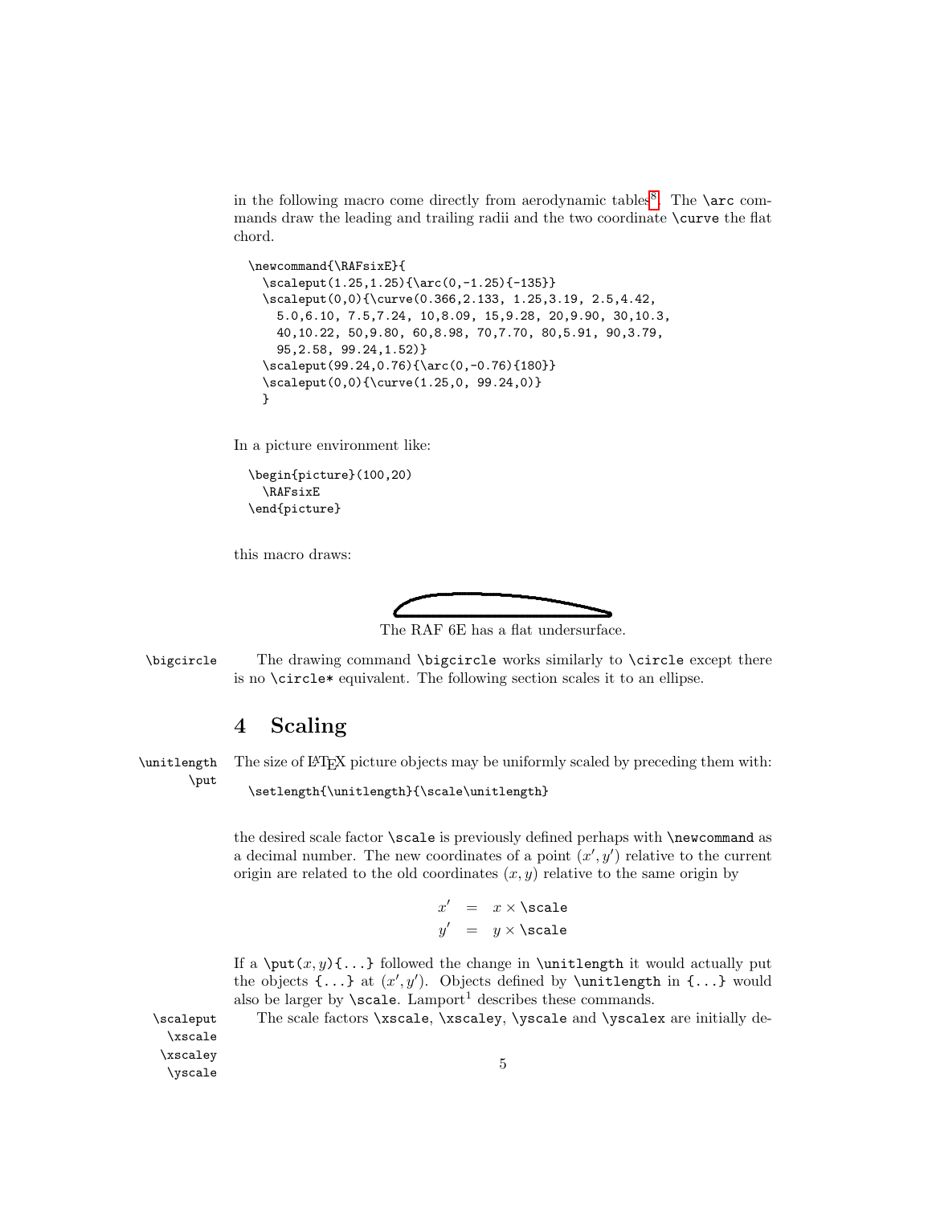in the following macro come directly from aerodynamic tables[8]. The `\arc` commands draw the leading and trailing radii and the two coordinate `\curve` the flat chord.

```
\newcommand{\RAFsixE}{
  \scaleput(1.25,1.25){\arc(0,-1.25){-135}}
  \scaleput(0,0){\curve(0.366,2.133, 1.25,3.19, 2.5,4.42,
    5.0,6.10, 7.5,7.24, 10,8.09, 15,9.28, 20,9.90, 30,10.3,
    40,10.22, 50,9.80, 60,8.98, 70,7.70, 80,5.91, 90,3.79,
    95,2.58, 99.24,1.52)}
  \scaleput(99.24,0.76){\arc(0,-0.76){180}}
  \scaleput(0,0){\curve(1.25,0, 99.24,0)}
  }
```

In a picture environment like:

```
\begin{picture}(100,20)
  \RAFsixE
\end{picture}
```

this macro draws:

The RAF 6E has a flat undersurface.

`\bigcircle` The drawing command `\bigcircle` works similarly to `\circle` except there is no `\circle*` equivalent. The following section scales it to an ellipse.

## 4 Scaling

`\unitlength` `\put` The size of LaTeX picture objects may be uniformly scaled by preceding them with:

```
\setlength{\unitlength}{\scale\unitlength}
```

the desired scale factor `\scale` is previously defined perhaps with `\newcommand` as a decimal number. The new coordinates of a point $(x', y')$ relative to the current origin are related to the old coordinates $(x, y)$ relative to the same origin by

$$x' = x \times \texttt{\textbackslash scale}$$
$$y' = y \times \texttt{\textbackslash scale}$$

If a `\put`$(x, y)$`{...}` followed the change in `\unitlength` it would actually put the objects `{...}` at $(x', y')$. Objects defined by `\unitlength` in `{...}` would also be larger by `\scale`. Lamport[1] describes these commands.

`\scaleput` `\xscale` `\xscaley` `\yscale` The scale factors `\xscale`, `\xscaley`, `\yscale` and `\yscalex` are initially de-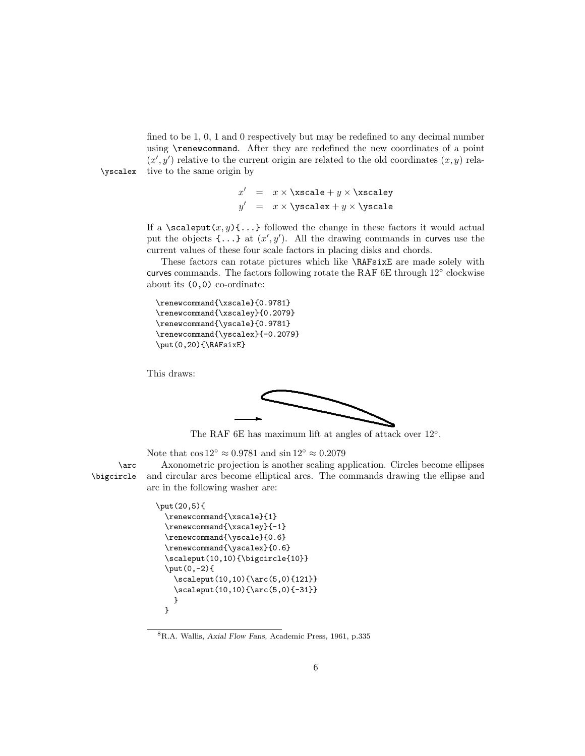fined to be 1, 0, 1 and 0 respectively but may be redefined to any decimal number using `\renewcommand`. After they are redefined the new coordinates of a point $(x', y')$ relative to the current origin are related to the old coordinates $(x, y)$ relative to the same origin by

`\yscalex`

$$
\begin{aligned}
x' &= x \times \texttt{\textbackslash xscale} + y \times \texttt{\textbackslash xscaley} \\
y' &= x \times \texttt{\textbackslash yscalex} + y \times \texttt{\textbackslash yscale}
\end{aligned}
$$

If a `\scaleput`$(x, y)$`{...}` followed the change in these factors it would actual put the objects `{...}` at $(x', y')$. All the drawing commands in curves use the current values of these four scale factors in placing disks and chords.

These factors can rotate pictures which like `\RAFsixE` are made solely with curves commands. The factors following rotate the RAF 6E through 12° clockwise about its `(0,0)` co-ordinate:

```
\renewcommand{\xscale}{0.9781}
\renewcommand{\xscaley}{0.2079}
\renewcommand{\yscale}{0.9781}
\renewcommand{\yscalex}{-0.2079}
\put(0,20){\RAFsixE}
```

This draws:

The RAF 6E has maximum lift at angles of attack over 12°.

Note that $\cos 12° \approx 0.9781$ and $\sin 12° \approx 0.2079$

`\arc` `\bigcircle`

Axonometric projection is another scaling application. Circles become ellipses and circular arcs become elliptical arcs. The commands drawing the ellipse and arc in the following washer are:

```
\put(20,5){
  \renewcommand{\xscale}{1}
  \renewcommand{\xscaley}{-1}
  \renewcommand{\yscale}{0.6}
  \renewcommand{\yscalex}{0.6}
  \scaleput(10,10){\bigcircle{10}}
  \put(0,-2){
    \scaleput(10,10){\arc(5,0){121}}
    \scaleput(10,10){\arc(5,0){-31}}
    }
  }
```

[8] R.A. Wallis, *Axial Flow Fans,* Academic Press, 1961, p.335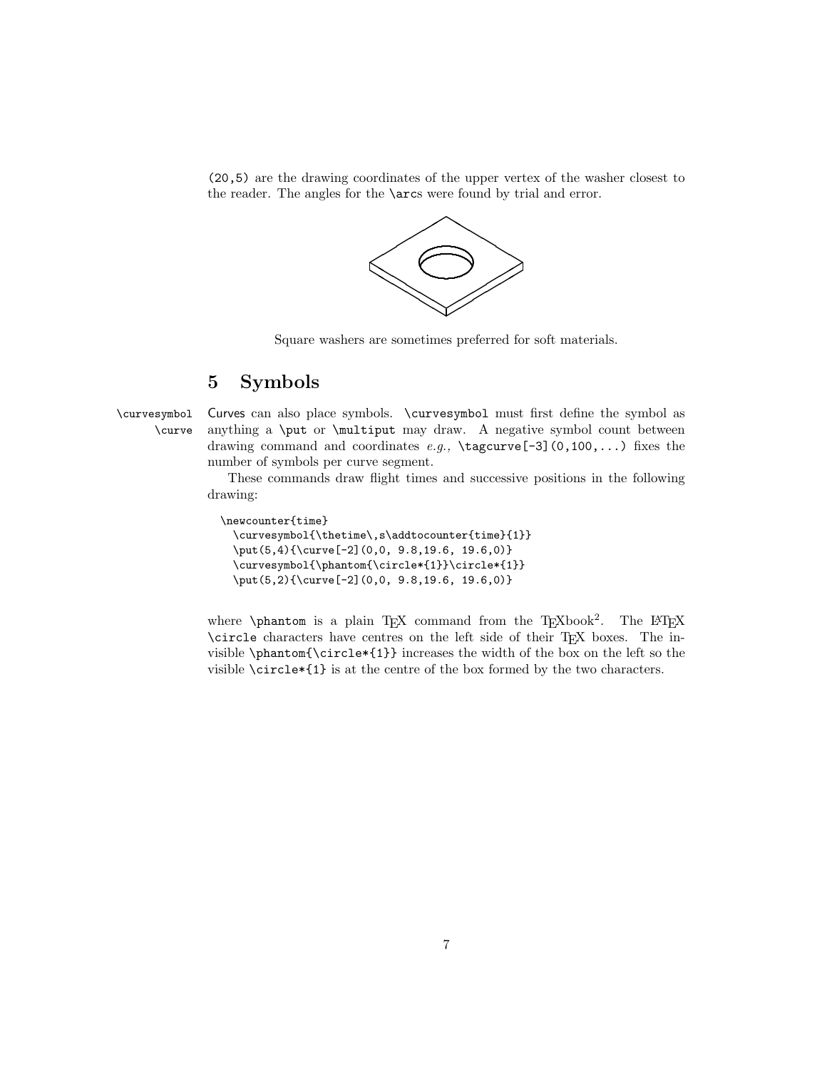(20,5) are the drawing coordinates of the upper vertex of the washer closest to the reader. The angles for the \arcs were found by trial and error.

Square washers are sometimes preferred for soft materials.

## 5 Symbols

\curvesymbol \curve Curves can also place symbols. \curvesymbol must first define the symbol as anything a \put or \multiput may draw. A negative symbol count between drawing command and coordinates *e.g.*, \tagcurve[-3](0,100,...) fixes the number of symbols per curve segment.

These commands draw flight times and successive positions in the following drawing:

```
\newcounter{time}
  \curvesymbol{\thetime\,s\addtocounter{time}{1}}
  \put(5,4){\curve[-2](0,0, 9.8,19.6, 19.6,0)}
  \curvesymbol{\phantom{\circle*{1}}\circle*{1}}
  \put(5,2){\curve[-2](0,0, 9.8,19.6, 19.6,0)}
```

where \phantom is a plain TEX command from the TEXbook[2]. The LATEX \circle characters have centres on the left side of their TEX boxes. The invisible \phantom{\circle*{1}} increases the width of the box on the left so the visible \circle*{1} is at the centre of the box formed by the two characters.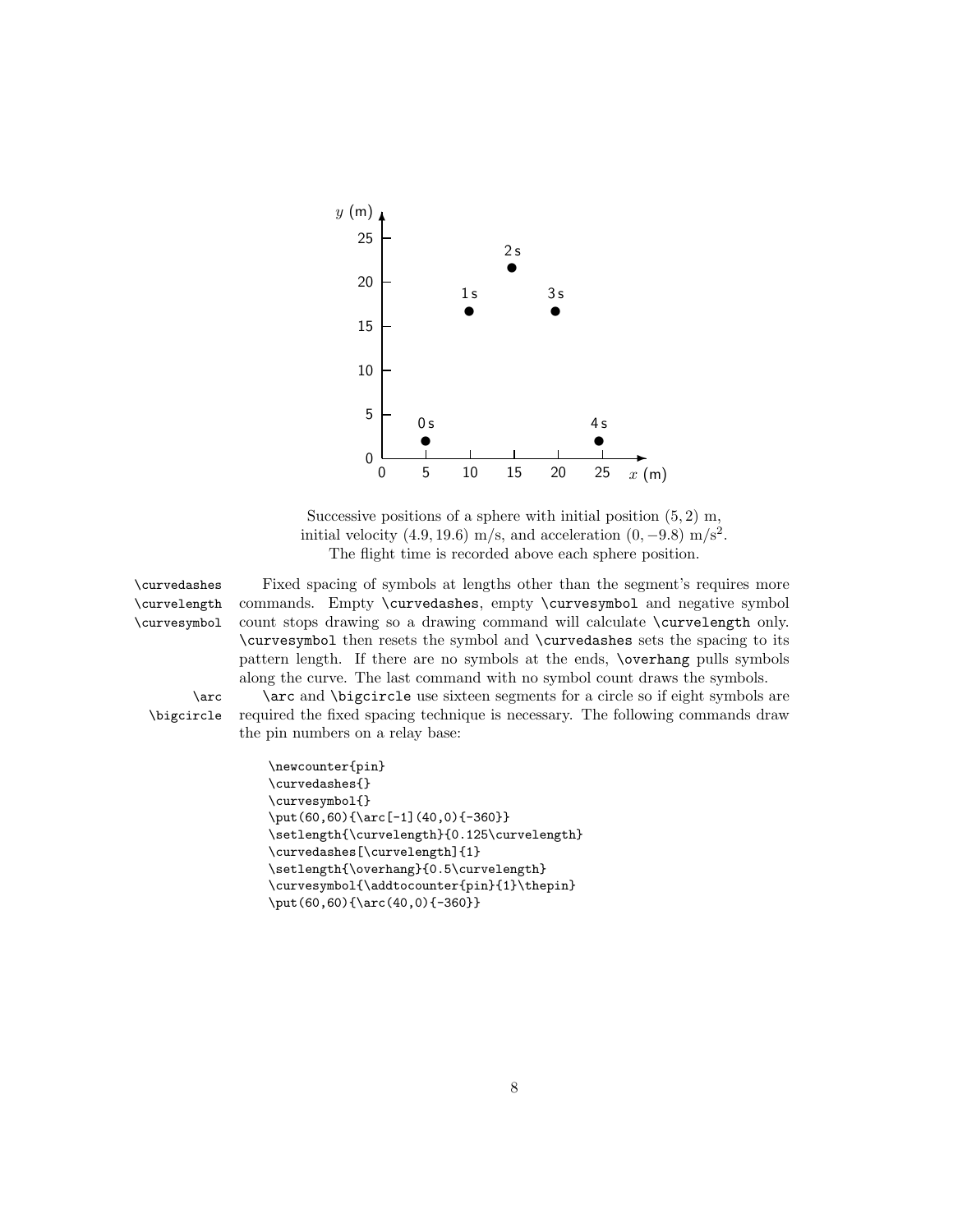Successive positions of a sphere with initial position $(5, 2)$ m, initial velocity $(4.9, 19.6)$ m/s, and acceleration $(0, -9.8)$ m/s$^2$. The flight time is recorded above each sphere position.

\curvedashes \curvelength \curvesymbol

Fixed spacing of symbols at lengths other than the segment's requires more commands. Empty `\curvedashes`, empty `\curvesymbol` and negative symbol count stops drawing so a drawing command will calculate `\curvelength` only. `\curvesymbol` then resets the symbol and `\curvedashes` sets the spacing to its pattern length. If there are no symbols at the ends, `\overhang` pulls symbols along the curve. The last command with no symbol count draws the symbols.

\arc \bigcircle

`\arc` and `\bigcircle` use sixteen segments for a circle so if eight symbols are required the fixed spacing technique is necessary. The following commands draw the pin numbers on a relay base:

```
\newcounter{pin}
\curvedashes{}
\curvesymbol{}
\put(60,60){\arc[-1](40,0){-360}}
\setlength{\curvelength}{0.125\curvelength}
\curvedashes[\curvelength]{1}
\setlength{\overhang}{0.5\curvelength}
\curvesymbol{\addtocounter{pin}{1}\thepin}
\put(60,60){\arc(40,0){-360}}
```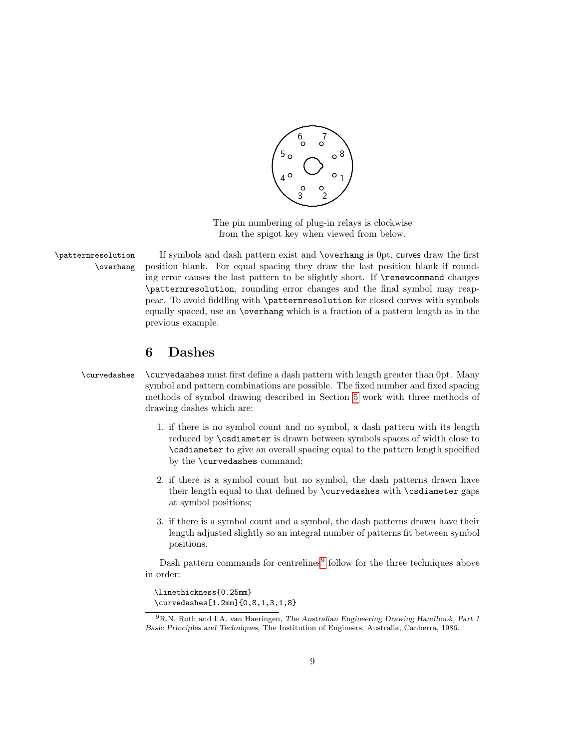The pin numbering of plug-in relays is clockwise from the spigot key when viewed from below.

\patternresolution \overhang If symbols and dash pattern exist and \overhang is 0pt, curves draw the first position blank. For equal spacing they draw the last position blank if rounding error causes the last pattern to be slightly short. If \renewcommand changes \patternresolution, rounding error changes and the final symbol may reappear. To avoid fiddling with \patternresolution for closed curves with symbols equally spaced, use an \overhang which is a fraction of a pattern length as in the previous example.

## 6 Dashes

\curvedashes \curvedashes must first define a dash pattern with length greater than 0pt. Many symbol and pattern combinations are possible. The fixed number and fixed spacing methods of symbol drawing described in Section 5 work with three methods of drawing dashes which are:

1. if there is no symbol count and no symbol, a dash pattern with its length reduced by \csdiameter is drawn between symbols spaces of width close to \csdiameter to give an overall spacing equal to the pattern length specified by the \curvedashes command;
2. if there is a symbol count but no symbol, the dash patterns drawn have their length equal to that defined by \curvedashes with \csdiameter gaps at symbol positions;
3. if there is a symbol count and a symbol, the dash patterns drawn have their length adjusted slightly so an integral number of patterns fit between symbol positions.

Dash pattern commands for centrelines[9] follow for the three techniques above in order:

```
\linethickness{0.25mm}
\curvedashes[1.2mm]{0,8,1,3,1,8}
```

[9] R.N. Roth and I.A. van Haeringen, *The Australian Engineering Drawing Handbook, Part 1 Basic Principles and Techniques,* The Institution of Engineers, Australia, Canberra, 1986.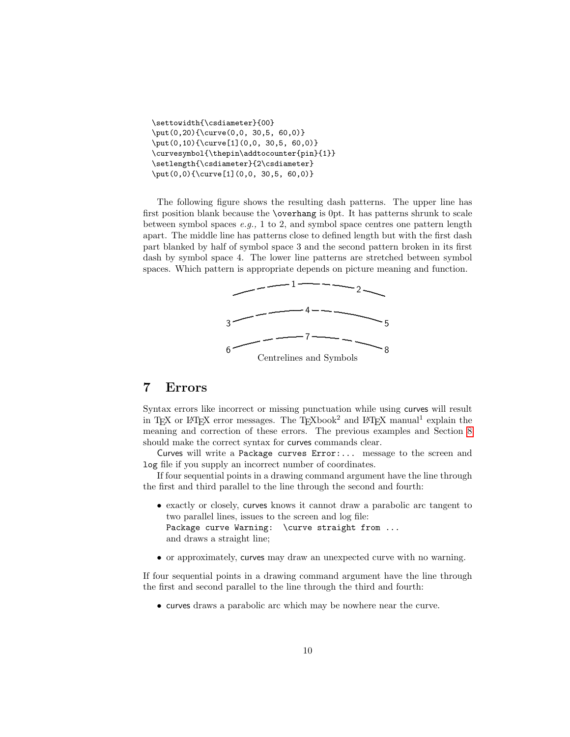```
\settowidth{\csdiameter}{00}
\put(0,20){\curve(0,0, 30,5, 60,0)}
\put(0,10){\curve[1](0,0, 30,5, 60,0)}
\curvesymbol{\thepin\addtocounter{pin}{1}}
\setlength{\csdiameter}{2\csdiameter}
\put(0,0){\curve[1](0,0, 30,5, 60,0)}
```

The following figure shows the resulting dash patterns. The upper line has first position blank because the `\overhang` is 0pt. It has patterns shrunk to scale between symbol spaces *e.g.,* 1 to 2, and symbol space centres one pattern length apart. The middle line has patterns close to defined length but with the first dash part blanked by half of symbol space 3 and the second pattern broken in its first dash by symbol space 4. The lower line patterns are stretched between symbol spaces. Which pattern is appropriate depends on picture meaning and function.

Centrelines and Symbols

## 7 Errors

Syntax errors like incorrect or missing punctuation while using curves will result in TeX or LaTeX error messages. The TeXbook[2] and LaTeX manual[1] explain the meaning and correction of these errors. The previous examples and Section 8 should make the correct syntax for curves commands clear.

Curves will write a `Package curves Error:...` message to the screen and `log` file if you supply an incorrect number of coordinates.

If four sequential points in a drawing command argument have the line through the first and third parallel to the line through the second and fourth:

- exactly or closely, curves knows it cannot draw a parabolic arc tangent to two parallel lines, issues to the screen and log file:
  `Package curve Warning:  \curve straight from ...`
  and draws a straight line;
- or approximately, curves may draw an unexpected curve with no warning.

If four sequential points in a drawing command argument have the line through the first and second parallel to the line through the third and fourth:

- curves draws a parabolic arc which may be nowhere near the curve.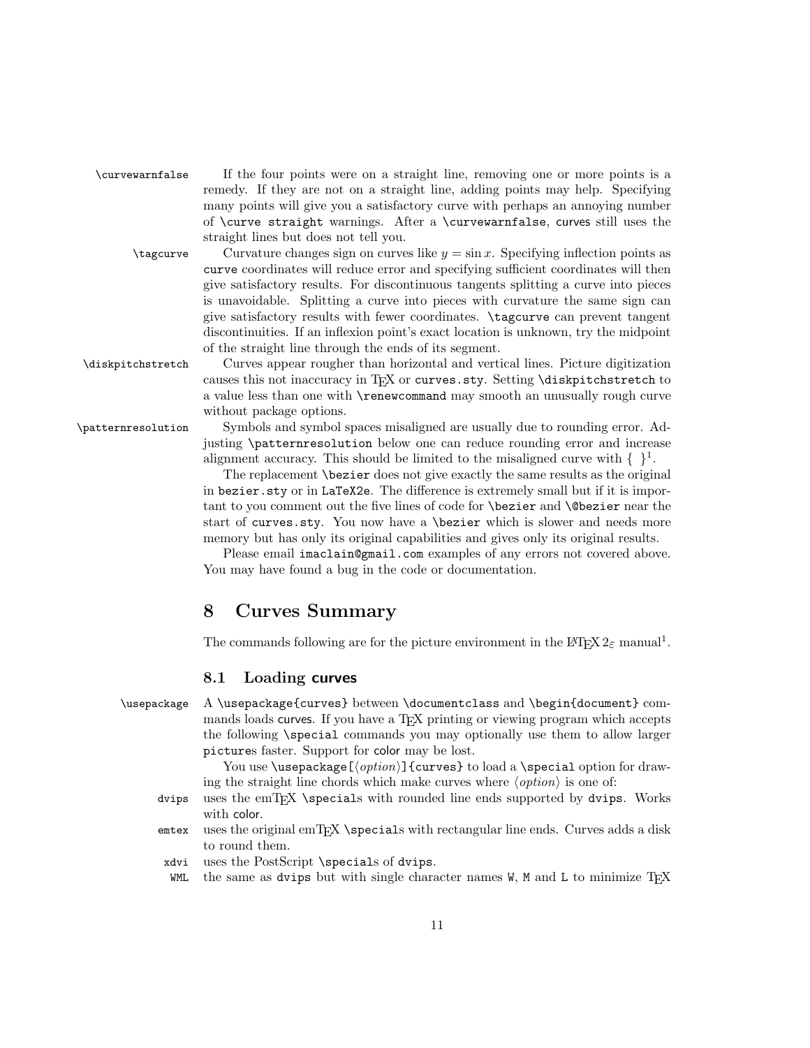`\curvewarnfalse` If the four points were on a straight line, removing one or more points is a remedy. If they are not on a straight line, adding points may help. Specifying many points will give you a satisfactory curve with perhaps an annoying number of `\curve straight` warnings. After a `\curvewarnfalse`, curves still uses the straight lines but does not tell you.

`\tagcurve` Curvature changes sign on curves like $y = \sin x$. Specifying inflection points as `curve` coordinates will reduce error and specifying sufficient coordinates will then give satisfactory results. For discontinuous tangents splitting a curve into pieces is unavoidable. Splitting a curve into pieces with curvature the same sign can give satisfactory results with fewer coordinates. `\tagcurve` can prevent tangent discontinuities. If an inflexion point's exact location is unknown, try the midpoint of the straight line through the ends of its segment.

`\diskpitchstretch` Curves appear rougher than horizontal and vertical lines. Picture digitization causes this not inaccuracy in TEX or `curves.sty`. Setting `\diskpitchstretch` to a value less than one with `\renewcommand` may smooth an unusually rough curve without package options.

`\patternresolution` Symbols and symbol spaces misaligned are usually due to rounding error. Adjusting `\patternresolution` below one can reduce rounding error and increase alignment accuracy. This should be limited to the misaligned curve with { }[1].

The replacement `\bezier` does not give exactly the same results as the original in `bezier.sty` or in `LaTeX2e`. The difference is extremely small but if it is important to you comment out the five lines of code for `\bezier` and `\@bezier` near the start of `curves.sty`. You now have a `\bezier` which is slower and needs more memory but has only its original capabilities and gives only its original results.

Please email `imaclain@gmail.com` examples of any errors not covered above. You may have found a bug in the code or documentation.

# 8 Curves Summary

The commands following are for the picture environment in the LATEX 2ε manual[1].

## 8.1 Loading curves

`\usepackage` A `\usepackage{curves}` between `\documentclass` and `\begin{document}` commands loads curves. If you have a TEX printing or viewing program which accepts the following `\special` commands you may optionally use them to allow larger pictures faster. Support for color may be lost.

You use `\usepackage[`⟨*option*⟩`]{curves}` to load a `\special` option for drawing the straight line chords which make curves where ⟨*option*⟩ is one of:

- `dvips` uses the emTEX `\special`s with rounded line ends supported by `dvips`. Works with color.
- `emtex` uses the original emTEX `\special`s with rectangular line ends. Curves adds a disk to round them.
- `xdvi` uses the PostScript `\special`s of `dvips`.
- `WML` the same as `dvips` but with single character names `W`, `M` and `L` to minimize TEX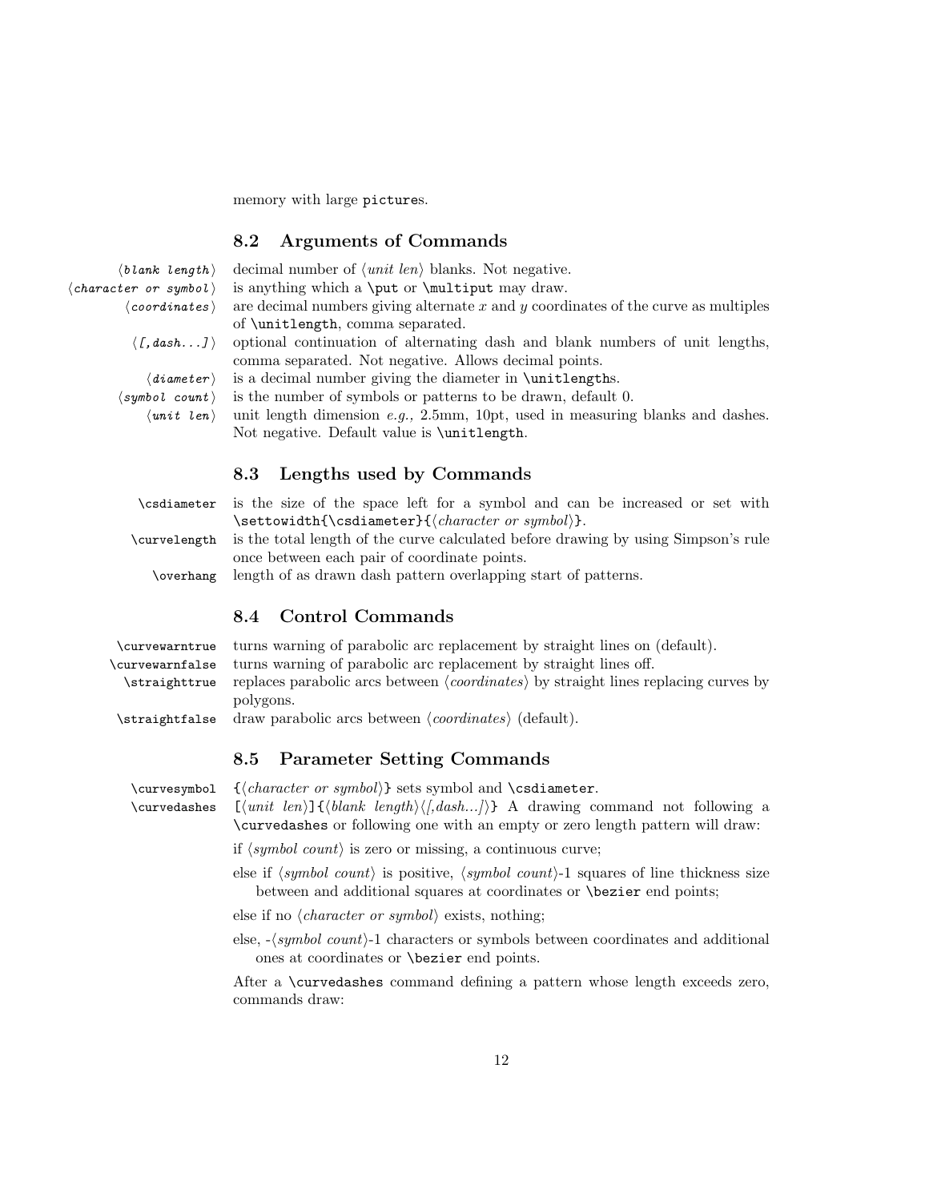memory with large `picture`s.

## 8.2 Arguments of Commands

- **⟨blank length⟩** decimal number of ⟨*unit len*⟩ blanks. Not negative.
- **⟨character or symbol⟩** is anything which a `\put` or `\multiput` may draw.
- **⟨coordinates⟩** are decimal numbers giving alternate $x$ and $y$ coordinates of the curve as multiples of `\unitlength`, comma separated.
- **⟨[,dash...]⟩** optional continuation of alternating dash and blank numbers of unit lengths, comma separated. Not negative. Allows decimal points.
- **⟨diameter⟩** is a decimal number giving the diameter in `\unitlength`s.
- **⟨symbol count⟩** is the number of symbols or patterns to be drawn, default 0.
- **⟨unit len⟩** unit length dimension *e.g.,* 2.5mm, 10pt, used in measuring blanks and dashes. Not negative. Default value is `\unitlength`.

## 8.3 Lengths used by Commands

- `\csdiameter` is the size of the space left for a symbol and can be increased or set with `\settowidth{\csdiameter}{`⟨*character or symbol*⟩`}`.
- `\curvelength` is the total length of the curve calculated before drawing by using Simpson's rule once between each pair of coordinate points.
- `\overhang` length of as drawn dash pattern overlapping start of patterns.

## 8.4 Control Commands

- `\curvewarntrue` turns warning of parabolic arc replacement by straight lines on (default).
- `\curvewarnfalse` turns warning of parabolic arc replacement by straight lines off.
- `\straighttrue` replaces parabolic arcs between ⟨*coordinates*⟩ by straight lines replacing curves by polygons.
- `\straightfalse` draw parabolic arcs between ⟨*coordinates*⟩ (default).

## 8.5 Parameter Setting Commands

- `\curvesymbol` `{`⟨*character or symbol*⟩`}` sets symbol and `\csdiameter`.
- `\curvedashes` `[`⟨*unit len*⟩`]{`⟨*blank length*⟩⟨*[,dash...]*⟩`}` A drawing command not following a `\curvedashes` or following one with an empty or zero length pattern will draw:

  if ⟨*symbol count*⟩ is zero or missing, a continuous curve;

  else if ⟨*symbol count*⟩ is positive, ⟨*symbol count*⟩-1 squares of line thickness size between and additional squares at coordinates or `\bezier` end points;

  else if no ⟨*character or symbol*⟩ exists, nothing;

  else, -⟨*symbol count*⟩-1 characters or symbols between coordinates and additional ones at coordinates or `\bezier` end points.

  After a `\curvedashes` command defining a pattern whose length exceeds zero, commands draw: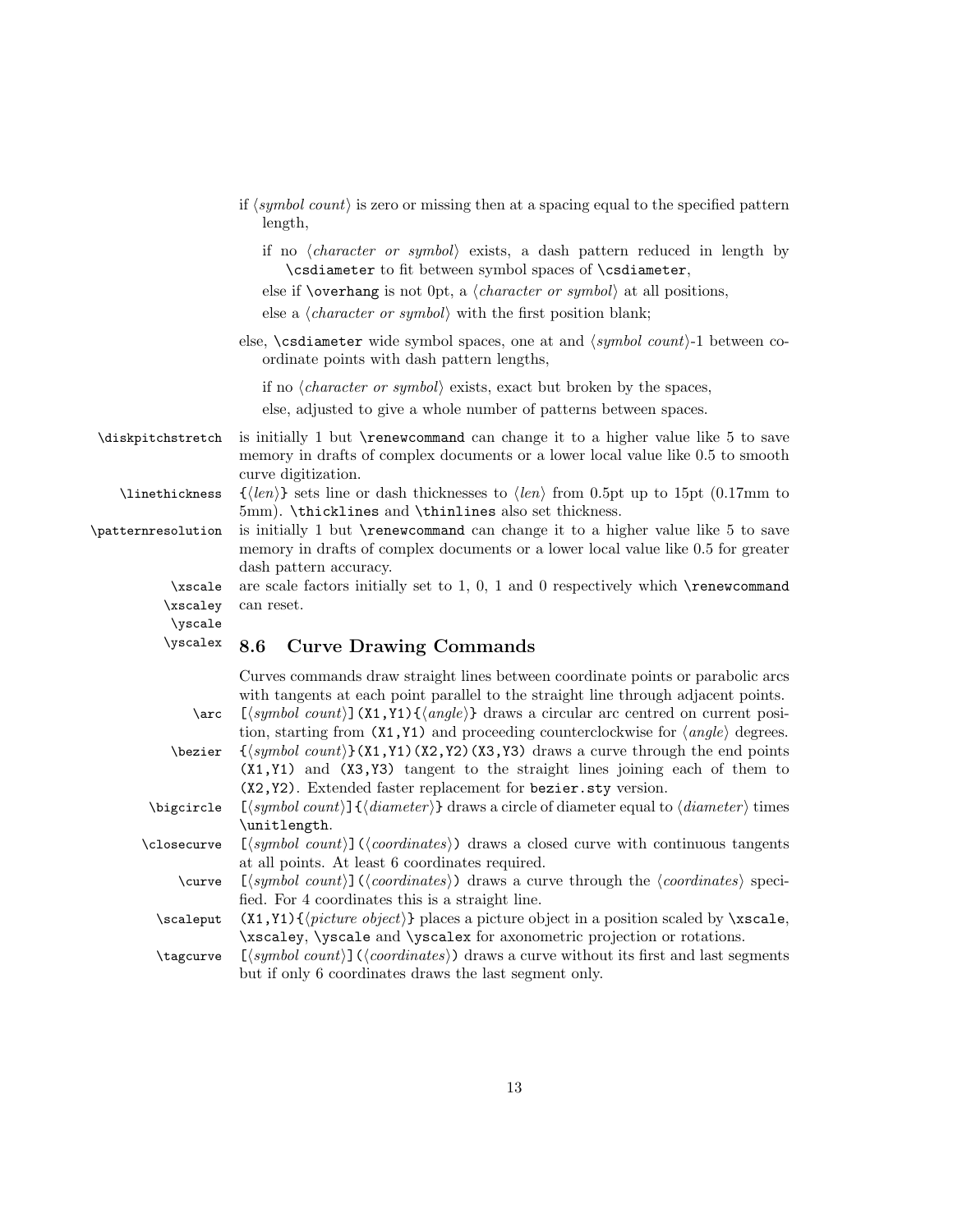if ⟨*symbol count*⟩ is zero or missing then at a spacing equal to the specified pattern length,

if no ⟨*character or symbol*⟩ exists, a dash pattern reduced in length by `\csdiameter` to fit between symbol spaces of `\csdiameter`,

else if `\overhang` is not 0pt, a ⟨*character or symbol*⟩ at all positions,

else a ⟨*character or symbol*⟩ with the first position blank;

else, `\csdiameter` wide symbol spaces, one at and ⟨*symbol count*⟩-1 between coordinate points with dash pattern lengths,

if no ⟨*character or symbol*⟩ exists, exact but broken by the spaces,

else, adjusted to give a whole number of patterns between spaces.

`\diskpitchstretch` is initially 1 but `\renewcommand` can change it to a higher value like 5 to save memory in drafts of complex documents or a lower local value like 0.5 to smooth curve digitization.

`\linethickness` {⟨*len*⟩} sets line or dash thicknesses to ⟨*len*⟩ from 0.5pt up to 15pt (0.17mm to 5mm). `\thicklines` and `\thinlines` also set thickness.

`\patternresolution` is initially 1 but `\renewcommand` can change it to a higher value like 5 to save memory in drafts of complex documents or a lower local value like 0.5 for greater dash pattern accuracy.

`\xscale` `\xscaley` `\yscale` `\yscalex` are scale factors initially set to 1, 0, 1 and 0 respectively which `\renewcommand` can reset.

## 8.6 Curve Drawing Commands

Curves commands draw straight lines between coordinate points or parabolic arcs with tangents at each point parallel to the straight line through adjacent points.

`\arc` [⟨*symbol count*⟩]`(X1,Y1)`{⟨*angle*⟩} draws a circular arc centred on current position, starting from `(X1,Y1)` and proceeding counterclockwise for ⟨*angle*⟩ degrees.

`\bezier` {⟨*symbol count*⟩}`(X1,Y1)(X2,Y2)(X3,Y3)` draws a curve through the end points `(X1,Y1)` and `(X3,Y3)` tangent to the straight lines joining each of them to `(X2,Y2)`. Extended faster replacement for `bezier.sty` version.

`\bigcircle` [⟨*symbol count*⟩]{⟨*diameter*⟩} draws a circle of diameter equal to ⟨*diameter*⟩ times `\unitlength`.

`\closecurve` [⟨*symbol count*⟩](⟨*coordinates*⟩) draws a closed curve with continuous tangents at all points. At least 6 coordinates required.

`\curve` [⟨*symbol count*⟩](⟨*coordinates*⟩) draws a curve through the ⟨*coordinates*⟩ specified. For 4 coordinates this is a straight line.

`\scaleput` `(X1,Y1)`{⟨*picture object*⟩} places a picture object in a position scaled by `\xscale`, `\xscaley`, `\yscale` and `\yscalex` for axonometric projection or rotations.

`\tagcurve` [⟨*symbol count*⟩](⟨*coordinates*⟩) draws a curve without its first and last segments but if only 6 coordinates draws the last segment only.